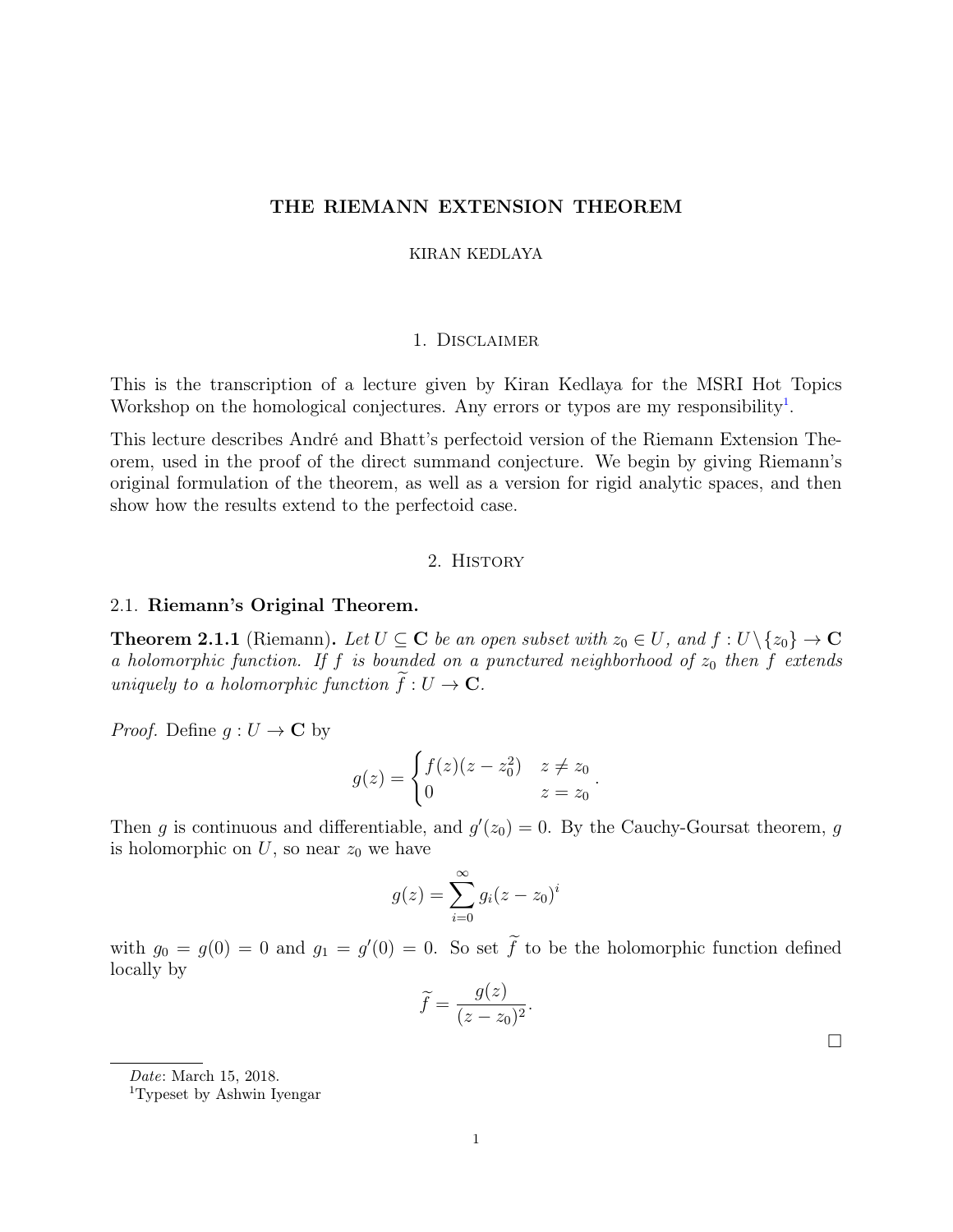# THE RIEMANN EXTENSION THEOREM

KIRAN KEDLAYA

## 1. Disclaimer

This is the transcription of a lecture given by Kiran Kedlaya for the MSRI Hot Topics Workshop on the homological conjectures. Any errors or typos are my responsibility[1].

This lecture describes André and Bhatt's perfectoid version of the Riemann Extension Theorem, used in the proof of the direct summand conjecture. We begin by giving Riemann's original formulation of the theorem, as well as a version for rigid analytic spaces, and then show how the results extend to the perfectoid case.

## 2. History

### 2.1. Riemann's Original Theorem.

**Theorem 2.1.1** (Riemann)**.** *Let $U \subseteq \mathbf{C}$ be an open subset with $z_0 \in U$, and $f : U \setminus \{z_0\} \to \mathbf{C}$ a holomorphic function. If $f$ is bounded on a punctured neighborhood of $z_0$ then $f$ extends uniquely to a holomorphic function $\widetilde{f} : U \to \mathbf{C}$.*

*Proof.* Define $g : U \to \mathbf{C}$ by

$$g(z) = \begin{cases} f(z)(z - z_0^2) & z \neq z_0 \\ 0 & z = z_0 \end{cases}.$$

Then $g$ is continuous and differentiable, and $g'(z_0) = 0$. By the Cauchy-Goursat theorem, $g$ is holomorphic on $U$, so near $z_0$ we have

$$g(z) = \sum_{i=0}^{\infty} g_i (z - z_0)^i$$

with $g_0 = g(0) = 0$ and $g_1 = g'(0) = 0$. So set $\widetilde{f}$ to be the holomorphic function defined locally by

$$\widetilde{f} = \frac{g(z)}{(z - z_0)^2}.$$

□

*Date*: March 15, 2018.

[1] Typeset by Ashwin Iyengar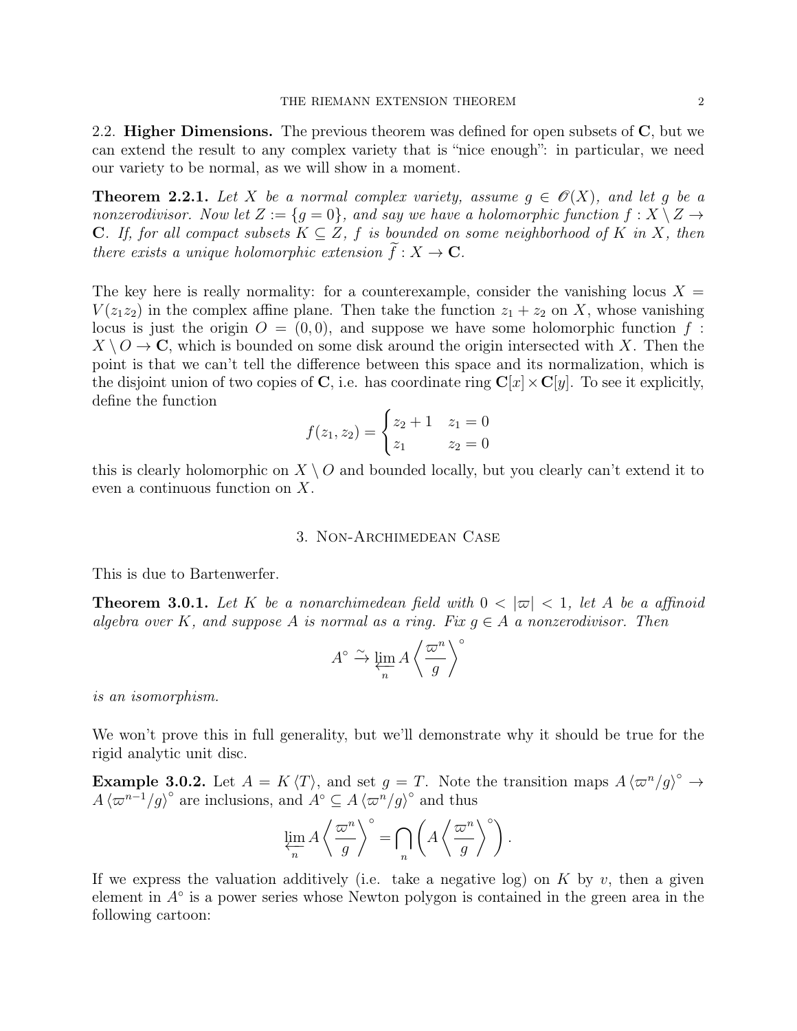### 2.2. Higher Dimensions.

The previous theorem was defined for open subsets of $\mathbf{C}$, but we can extend the result to any complex variety that is "nice enough": in particular, we need our variety to be normal, as we will show in a moment.

**Theorem 2.2.1.** *Let $X$ be a normal complex variety, assume $g \in \mathscr{O}(X)$, and let $g$ be a nonzerodivisor. Now let $Z := \{g = 0\}$, and say we have a holomorphic function $f : X \setminus Z \to \mathbf{C}$. If, for all compact subsets $K \subseteq Z$, $f$ is bounded on some neighborhood of $K$ in $X$, then there exists a unique holomorphic extension $\widetilde{f} : X \to \mathbf{C}$.*

The key here is really normality: for a counterexample, consider the vanishing locus $X = V(z_1 z_2)$ in the complex affine plane. Then take the function $z_1 + z_2$ on $X$, whose vanishing locus is just the origin $O = (0,0)$, and suppose we have some holomorphic function $f : X \setminus O \to \mathbf{C}$, which is bounded on some disk around the origin intersected with $X$. Then the point is that we can't tell the difference between this space and its normalization, which is the disjoint union of two copies of $\mathbf{C}$, i.e. has coordinate ring $\mathbf{C}[x] \times \mathbf{C}[y]$. To see it explicitly, define the function

$$f(z_1, z_2) = \begin{cases} z_2 + 1 & z_1 = 0 \\ z_1 & z_2 = 0 \end{cases}$$

this is clearly holomorphic on $X \setminus O$ and bounded locally, but you clearly can't extend it to even a continuous function on $X$.

## 3. Non-Archimedean Case

This is due to Bartenwerfer.

**Theorem 3.0.1.** *Let $K$ be a nonarchimedean field with $0 < |\varpi| < 1$, let $A$ be a affinoid algebra over $K$, and suppose $A$ is normal as a ring. Fix $g \in A$ a nonzerodivisor. Then*

$$A^\circ \xrightarrow{\sim} \varprojlim_n A\left\langle \frac{\varpi^n}{g} \right\rangle^\circ$$

*is an isomorphism.*

We won't prove this in full generality, but we'll demonstrate why it should be true for the rigid analytic unit disc.

**Example 3.0.2.** Let $A = K\langle T \rangle$, and set $g = T$. Note the transition maps $A\langle \varpi^n / g \rangle^\circ \to A\langle \varpi^{n-1}/g \rangle^\circ$ are inclusions, and $A^\circ \subseteq A\langle \varpi^n / g\rangle^\circ$ and thus

$$\varprojlim_n A\left\langle \frac{\varpi^n}{g} \right\rangle^\circ = \bigcap_n \left( A\left\langle \frac{\varpi^n}{g} \right\rangle^\circ \right).$$

If we express the valuation additively (i.e. take a negative log) on $K$ by $v$, then a given element in $A^\circ$ is a power series whose Newton polygon is contained in the green area in the following cartoon: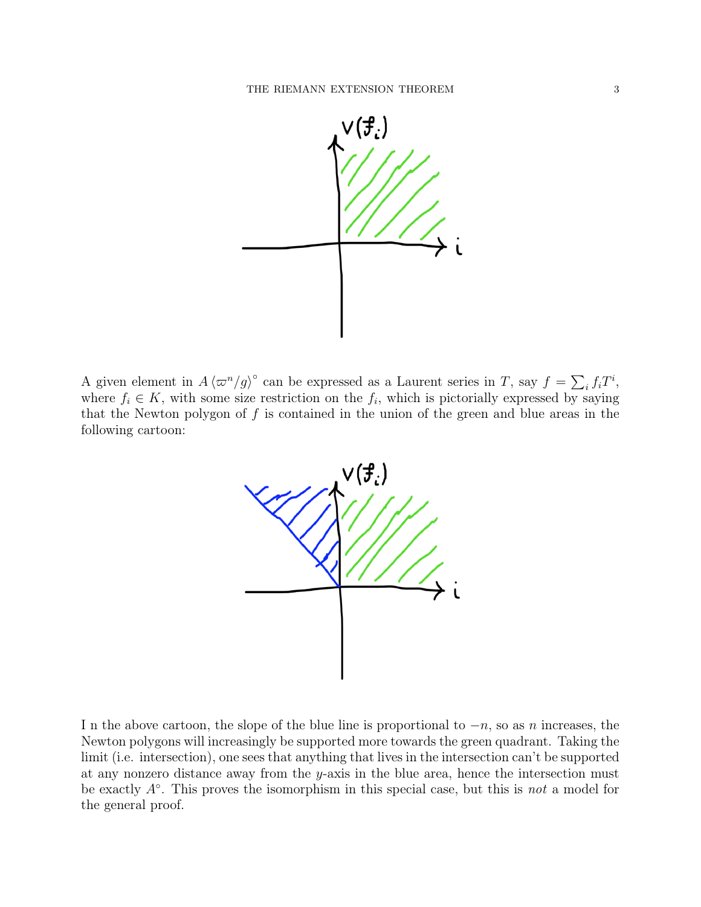A given element in $A\langle\varpi^n/g\rangle^\circ$ can be expressed as a Laurent series in $T$, say $f = \sum_i f_i T^i$, where $f_i \in K$, with some size restriction on the $f_i$, which is pictorially expressed by saying that the Newton polygon of $f$ is contained in the union of the green and blue areas in the following cartoon:

I n the above cartoon, the slope of the blue line is proportional to $-n$, so as $n$ increases, the Newton polygons will increasingly be supported more towards the green quadrant. Taking the limit (i.e. intersection), one sees that anything that lives in the intersection can't be supported at any nonzero distance away from the $y$-axis in the blue area, hence the intersection must be exactly $A^\circ$. This proves the isomorphism in this special case, but this is *not* a model for the general proof.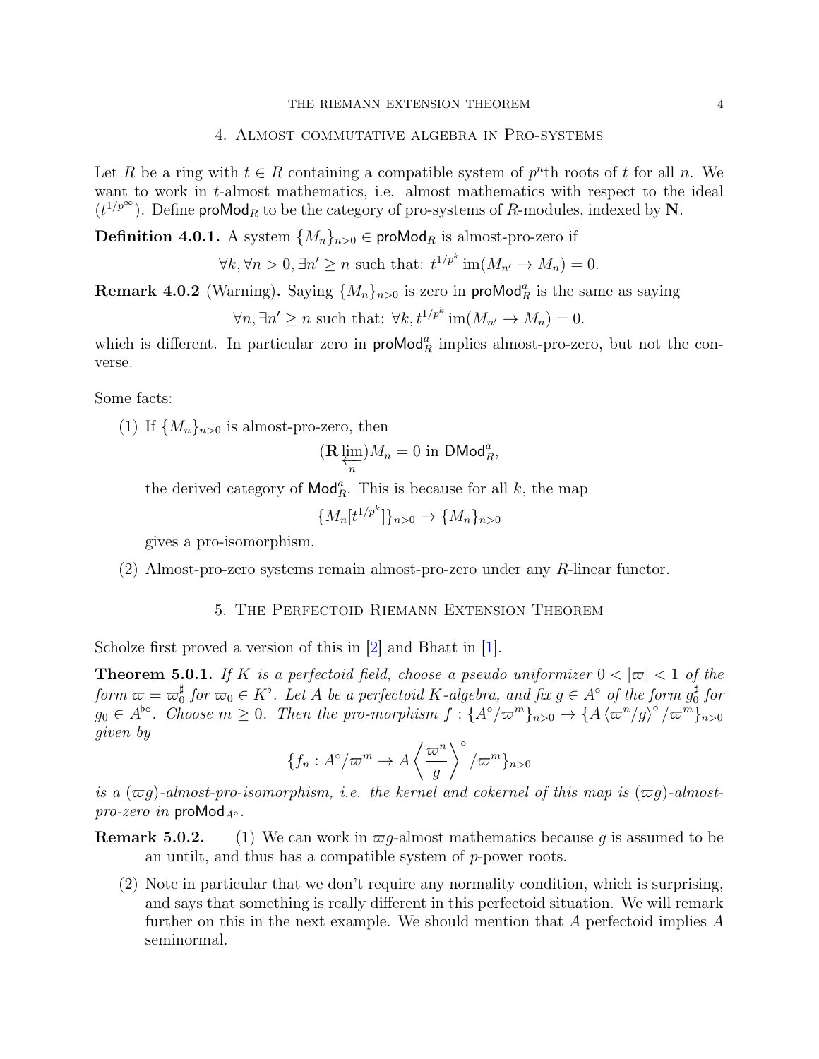## 4. Almost commutative algebra in Pro-systems

Let $R$ be a ring with $t \in R$ containing a compatible system of $p^n$th roots of $t$ for all $n$. We want to work in $t$-almost mathematics, i.e. almost mathematics with respect to the ideal $(t^{1/p^\infty})$. Define $\mathsf{proMod}_R$ to be the category of pro-systems of $R$-modules, indexed by $\mathbf{N}$.

**Definition 4.0.1.** A system $\{M_n\}_{n>0} \in \mathsf{proMod}_R$ is almost-pro-zero if

$$\forall k, \forall n > 0, \exists n' \geq n \text{ such that: } t^{1/p^k} \operatorname{im}(M_{n'} \to M_n) = 0.$$

**Remark 4.0.2** (Warning)**.** Saying $\{M_n\}_{n>0}$ is zero in $\mathsf{proMod}_R^a$ is the same as saying

$$\forall n, \exists n' \geq n \text{ such that: } \forall k, t^{1/p^k} \operatorname{im}(M_{n'} \to M_n) = 0.$$

which is different. In particular zero in $\mathsf{proMod}_R^a$ implies almost-pro-zero, but not the converse.

Some facts:

(1) If $\{M_n\}_{n>0}$ is almost-pro-zero, then

$$(\mathbf{R} \varprojlim_n) M_n = 0 \text{ in } \mathsf{DMod}_R^a,$$

the derived category of $\mathsf{Mod}_R^a$. This is because for all $k$, the map

$$\{M_n[t^{1/p^k}]\}_{n>0} \to \{M_n\}_{n>0}$$

gives a pro-isomorphism.

(2) Almost-pro-zero systems remain almost-pro-zero under any $R$-linear functor.

## 5. The Perfectoid Riemann Extension Theorem

Scholze first proved a version of this in [2] and Bhatt in [1].

**Theorem 5.0.1.** *If $K$ is a perfectoid field, choose a pseudo uniformizer $0 < |\varpi| < 1$ of the form $\varpi = \varpi_0^\sharp$ for $\varpi_0 \in K^\flat$. Let $A$ be a perfectoid $K$-algebra, and fix $g \in A^\circ$ of the form $g_0^\sharp$ for $g_0 \in A^{\flat\circ}$. Choose $m \geq 0$. Then the pro-morphism $f : \{A^\circ/\varpi^m\}_{n>0} \to \{A \langle \varpi^n/g \rangle^\circ /\varpi^m\}_{n>0}$ given by*

$$\{f_n : A^\circ/\varpi^m \to A \left\langle \frac{\varpi^n}{g} \right\rangle^\circ /\varpi^m\}_{n>0}$$

*is a $(\varpi g)$-almost-pro-isomorphism, i.e. the kernel and cokernel of this map is $(\varpi g)$-almost-pro-zero in $\mathsf{proMod}_{A^\circ}$.*

**Remark 5.0.2.**

(1) We can work in $\varpi g$-almost mathematics because $g$ is assumed to be an untilt, and thus has a compatible system of $p$-power roots.

(2) Note in particular that we don't require any normality condition, which is surprising, and says that something is really different in this perfectoid situation. We will remark further on this in the next example. We should mention that $A$ perfectoid implies $A$ seminormal.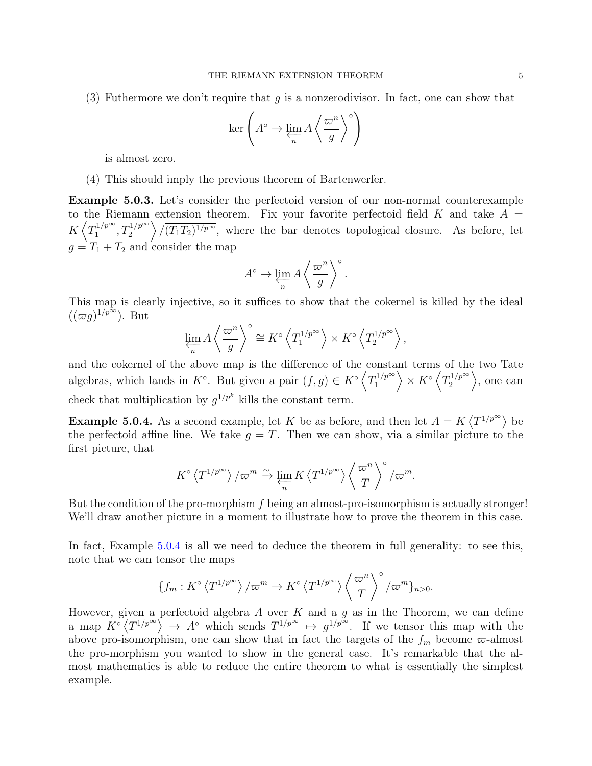(3) Futhermore we don't require that $g$ is a nonzerodivisor. In fact, one can show that

$$\ker\left(A^\circ \to \varprojlim_n A\left\langle \frac{\varpi^n}{g}\right\rangle^\circ\right)$$

is almost zero.

(4) This should imply the previous theorem of Bartenwerfer.

**Example 5.0.3.** Let's consider the perfectoid version of our non-normal counterexample to the Riemann extension theorem. Fix your favorite perfectoid field $K$ and take $A = K\left\langle T_1^{1/p^\infty}, T_2^{1/p^\infty}\right\rangle / \overline{(T_1T_2)^{1/p^\infty}}$, where the bar denotes topological closure. As before, let $g = T_1 + T_2$ and consider the map

$$A^\circ \to \varprojlim_n A\left\langle \frac{\varpi^n}{g}\right\rangle^\circ.$$

This map is clearly injective, so it suffices to show that the cokernel is killed by the ideal $((\varpi g)^{1/p^\infty})$. But

$$\varprojlim_n A\left\langle \frac{\varpi^n}{g}\right\rangle^\circ \cong K^\circ\left\langle T_1^{1/p^\infty}\right\rangle \times K^\circ\left\langle T_2^{1/p^\infty}\right\rangle,$$

and the cokernel of the above map is the difference of the constant terms of the two Tate algebras, which lands in $K^\circ$. But given a pair $(f, g) \in K^\circ\left\langle T_1^{1/p^\infty}\right\rangle \times K^\circ\left\langle T_2^{1/p^\infty}\right\rangle$, one can check that multiplication by $g^{1/p^k}$ kills the constant term.

**Example 5.0.4.** As a second example, let $K$ be as before, and then let $A = K\left\langle T^{1/p^\infty}\right\rangle$ be the perfectoid affine line. We take $g = T$. Then we can show, via a similar picture to the first picture, that

$$K^\circ\left\langle T^{1/p^\infty}\right\rangle/\varpi^m \xrightarrow{\sim} \varprojlim_n K\left\langle T^{1/p^\infty}\right\rangle\left\langle \frac{\varpi^n}{T}\right\rangle^\circ/\varpi^m.$$

But the condition of the pro-morphism $f$ being an almost-pro-isomorphism is actually stronger! We'll draw another picture in a moment to illustrate how to prove the theorem in this case.

In fact, Example 5.0.4 is all we need to deduce the theorem in full generality: to see this, note that we can tensor the maps

$$\{f_m : K^\circ\left\langle T^{1/p^\infty}\right\rangle/\varpi^m \to K^\circ\left\langle T^{1/p^\infty}\right\rangle\left\langle \frac{\varpi^n}{T}\right\rangle^\circ/\varpi^m\}_{n>0}.$$

However, given a perfectoid algebra $A$ over $K$ and a $g$ as in the Theorem, we can define a map $K^\circ\left\langle T^{1/p^\infty}\right\rangle \to A^\circ$ which sends $T^{1/p^\infty} \mapsto g^{1/p^\infty}$. If we tensor this map with the above pro-isomorphism, one can show that in fact the targets of the $f_m$ become $\varpi$-almost the pro-morphism you wanted to show in the general case. It's remarkable that the almost mathematics is able to reduce the entire theorem to what is essentially the simplest example.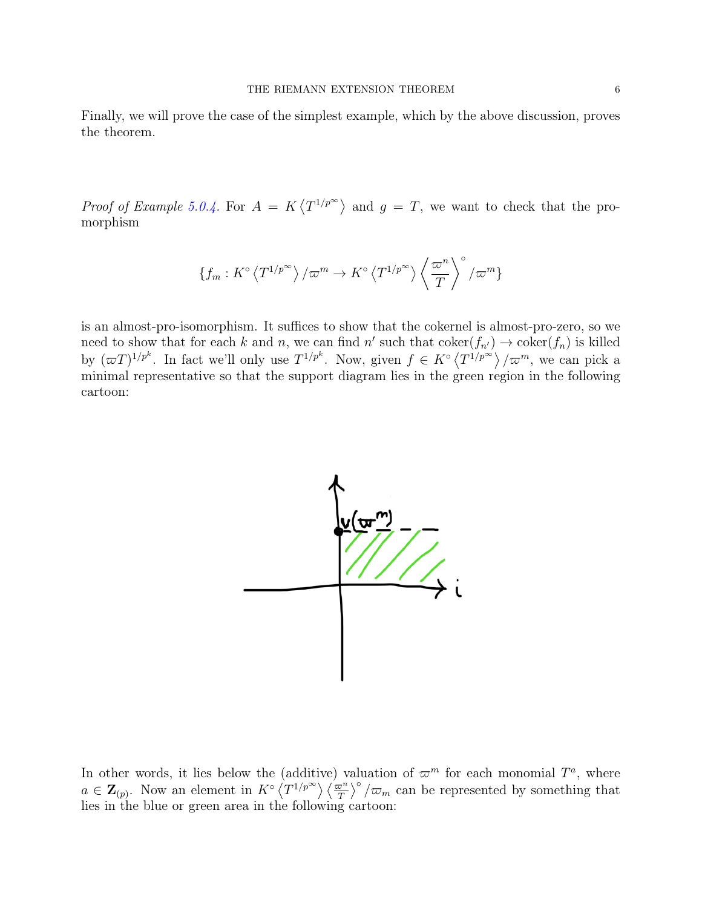Finally, we will prove the case of the simplest example, which by the above discussion, proves the theorem.

*Proof of Example 5.0.4.* For $A = K\left\langle T^{1/p^\infty}\right\rangle$ and $g = T$, we want to check that the pro-morphism

$$\{f_m : K^\circ \left\langle T^{1/p^\infty}\right\rangle/\varpi^m \to K^\circ \left\langle T^{1/p^\infty}\right\rangle \left\langle \frac{\varpi^n}{T}\right\rangle^\circ/\varpi^m\}$$

is an almost-pro-isomorphism. It suffices to show that the cokernel is almost-pro-zero, so we need to show that for each $k$ and $n$, we can find $n'$ such that $\operatorname{coker}(f_{n'}) \to \operatorname{coker}(f_n)$ is killed by $(\varpi T)^{1/p^k}$. In fact we'll only use $T^{1/p^k}$. Now, given $f \in K^\circ \left\langle T^{1/p^\infty}\right\rangle/\varpi^m$, we can pick a minimal representative so that the support diagram lies in the green region in the following cartoon:

In other words, it lies below the (additive) valuation of $\varpi^m$ for each monomial $T^a$, where $a \in \mathbf{Z}_{(p)}$. Now an element in $K^\circ \left\langle T^{1/p^\infty}\right\rangle \left\langle \frac{\varpi^n}{T}\right\rangle^\circ/\varpi_m$ can be represented by something that lies in the blue or green area in the following cartoon: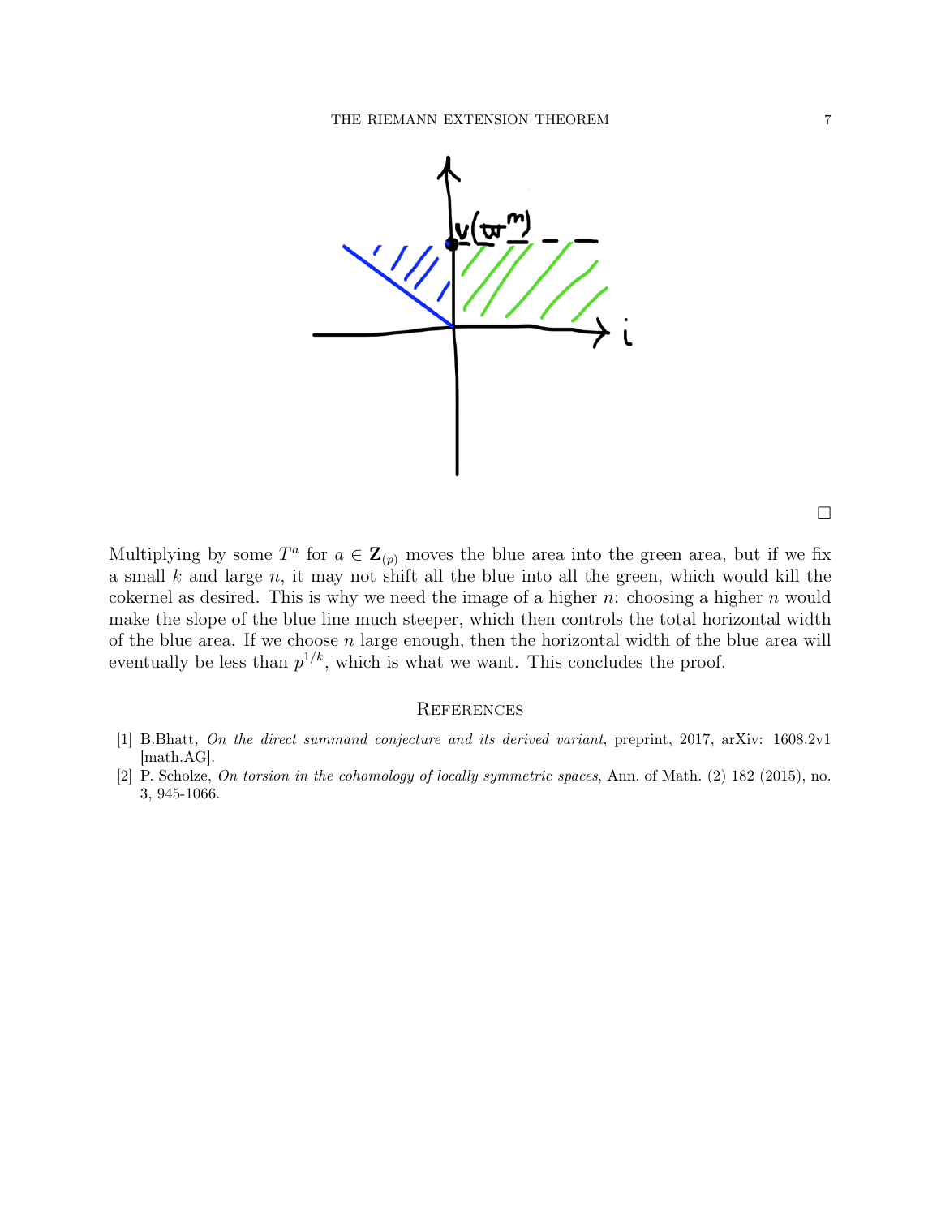$v(\varpi^m)$

$i$

□

Multiplying by some $T^a$ for $a \in \mathbf{Z}_{(p)}$ moves the blue area into the green area, but if we fix a small $k$ and large $n$, it may not shift all the blue into all the green, which would kill the cokernel as desired. This is why we need the image of a higher $n$: choosing a higher $n$ would make the slope of the blue line much steeper, which then controls the total horizontal width of the blue area. If we choose $n$ large enough, then the horizontal width of the blue area will eventually be less than $p^{1/k}$, which is what we want. This concludes the proof.

## References

[1] B.Bhatt, *On the direct summand conjecture and its derived variant*, preprint, 2017, arXiv: 1608.2v1 [math.AG].

[2] P. Scholze, *On torsion in the cohomology of locally symmetric spaces*, Ann. of Math. (2) 182 (2015), no. 3, 945-1066.